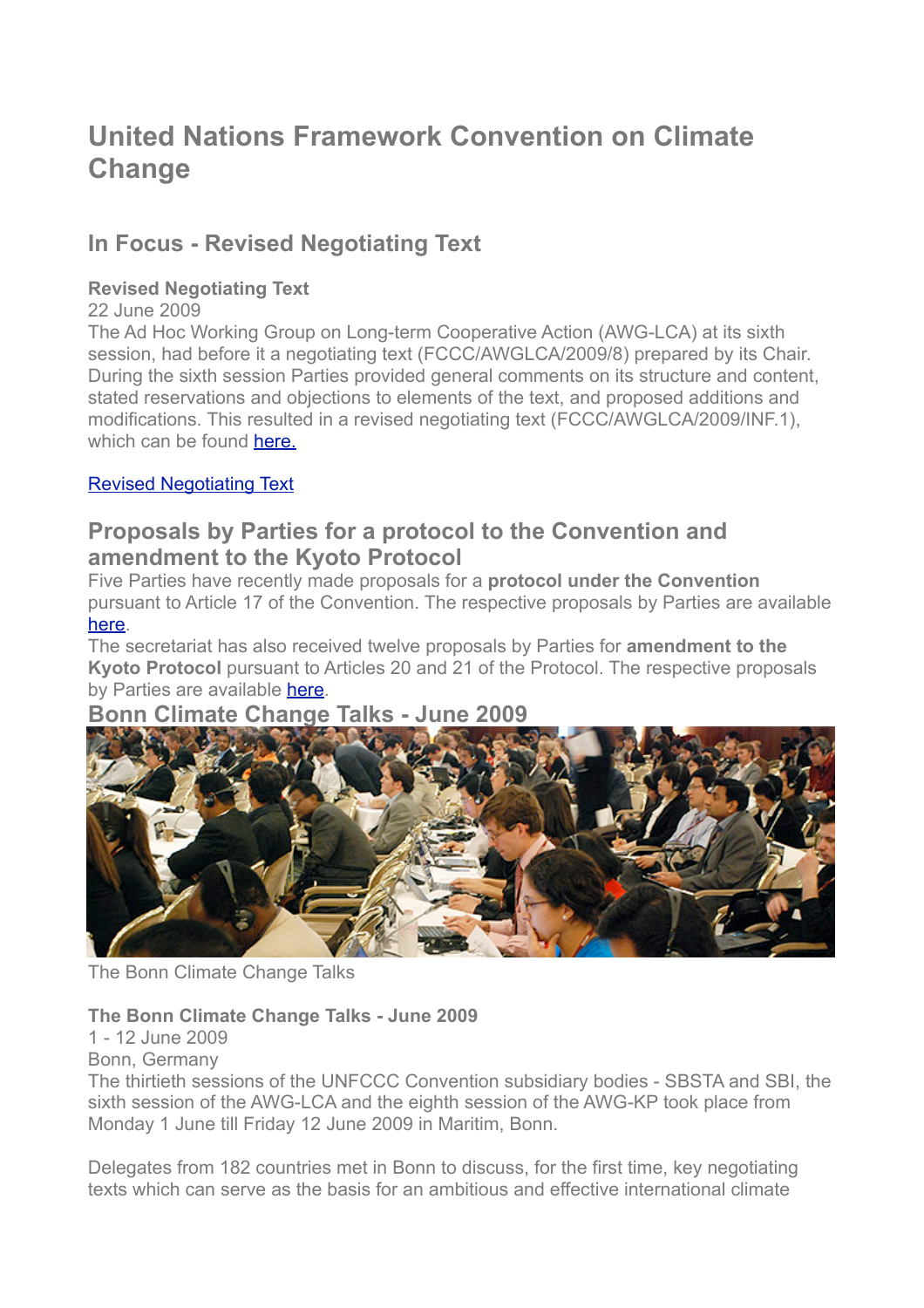# United Nations Framework Convention on Climate Change

## In Focus - Revised Negotiating Text

**Revised Negotiating Text**
22 June 2009
The Ad Hoc Working Group on Long-term Cooperative Action (AWG-LCA) at its sixth session, had before it a negotiating text (FCCC/AWGLCA/2009/8) prepared by its Chair. During the sixth session Parties provided general comments on its structure and content, stated reservations and objections to elements of the text, and proposed additions and modifications. This resulted in a revised negotiating text (FCCC/AWGLCA/2009/INF.1), which can be found here.

Revised Negotiating Text

## Proposals by Parties for a protocol to the Convention and amendment to the Kyoto Protocol

Five Parties have recently made proposals for a **protocol under the Convention** pursuant to Article 17 of the Convention. The respective proposals by Parties are available here.
The secretariat has also received twelve proposals by Parties for **amendment to the Kyoto Protocol** pursuant to Articles 20 and 21 of the Protocol. The respective proposals by Parties are available here.

## Bonn Climate Change Talks - June 2009

The Bonn Climate Change Talks

**The Bonn Climate Change Talks - June 2009**
1 - 12 June 2009
Bonn, Germany
The thirtieth sessions of the UNFCCC Convention subsidiary bodies - SBSTA and SBI, the sixth session of the AWG-LCA and the eighth session of the AWG-KP took place from Monday 1 June till Friday 12 June 2009 in Maritim, Bonn.

Delegates from 182 countries met in Bonn to discuss, for the first time, key negotiating texts which can serve as the basis for an ambitious and effective international climate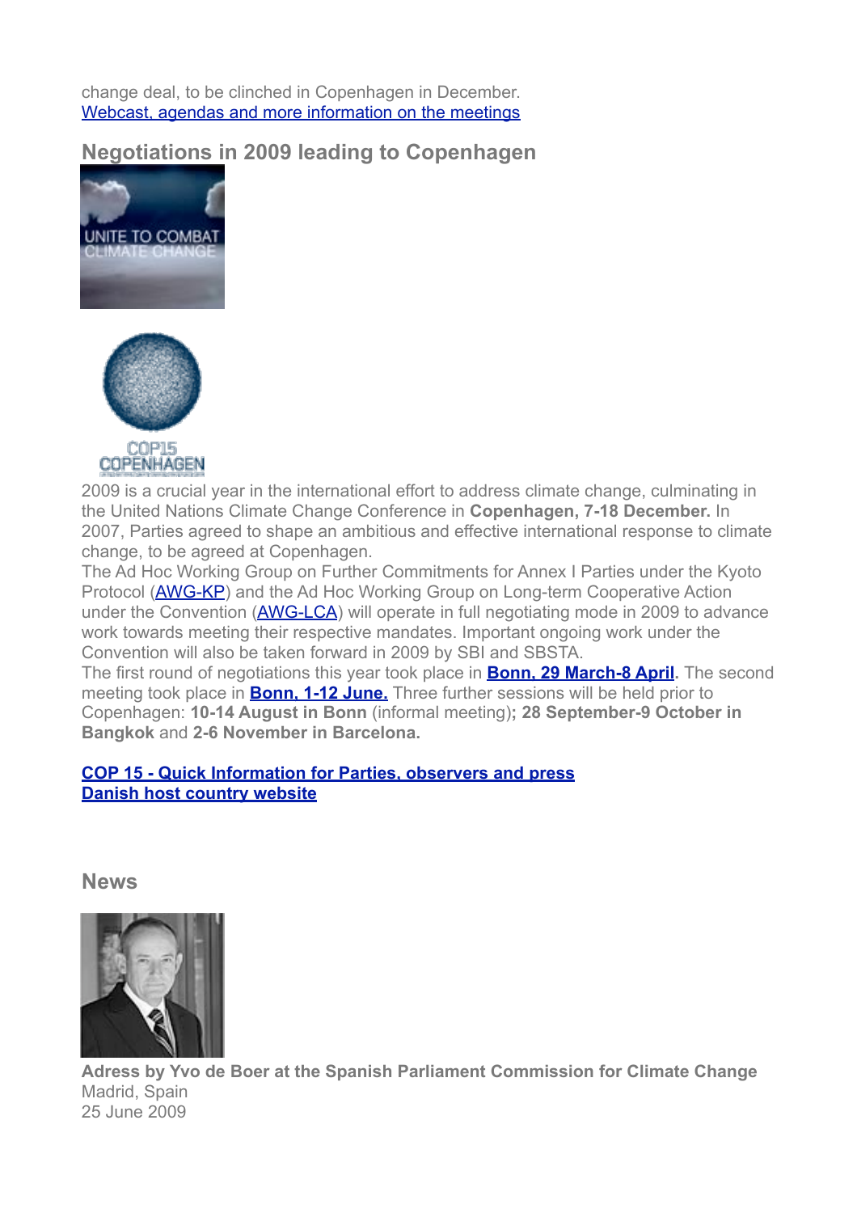change deal, to be clinched in Copenhagen in December.
[Webcast, agendas and more information on the meetings]

## Negotiations in 2009 leading to Copenhagen

2009 is a crucial year in the international effort to address climate change, culminating in the United Nations Climate Change Conference in **Copenhagen, 7-18 December.** In 2007, Parties agreed to shape an ambitious and effective international response to climate change, to be agreed at Copenhagen.

The Ad Hoc Working Group on Further Commitments for Annex I Parties under the Kyoto Protocol (AWG-KP) and the Ad Hoc Working Group on Long-term Cooperative Action under the Convention (AWG-LCA) will operate in full negotiating mode in 2009 to advance work towards meeting their respective mandates. Important ongoing work under the Convention will also be taken forward in 2009 by SBI and SBSTA.

The first round of negotiations this year took place in **Bonn, 29 March-8 April**. The second meeting took place in **Bonn, 1-12 June.** Three further sessions will be held prior to Copenhagen: **10-14 August in Bonn** (informal meeting)**; 28 September-9 October in Bangkok** and **2-6 November in Barcelona.**

**COP 15 - Quick Information for Parties, observers and press**
**Danish host country website**

## News

**Adress by Yvo de Boer at the Spanish Parliament Commission for Climate Change**
Madrid, Spain
25 June 2009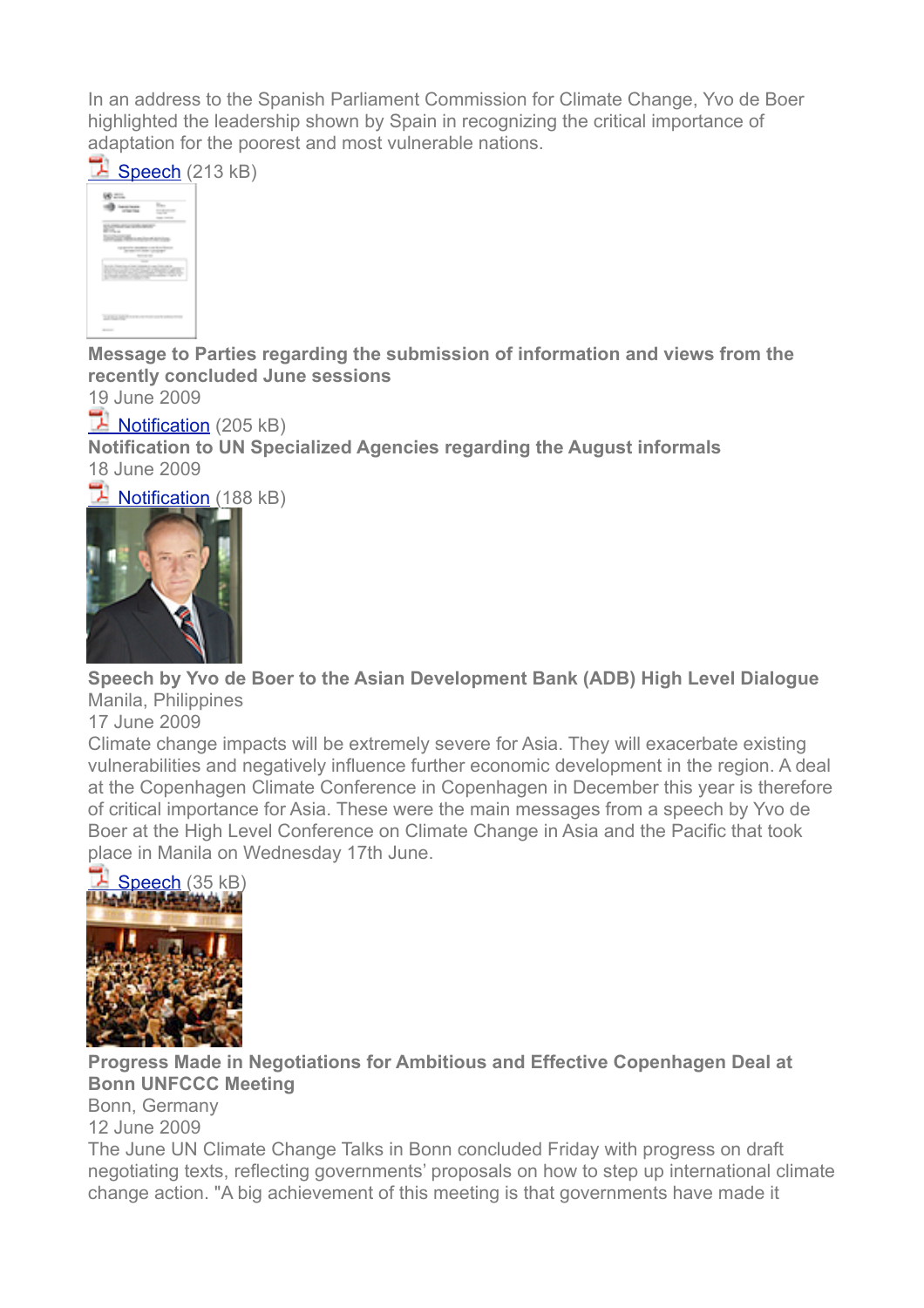In an address to the Spanish Parliament Commission for Climate Change, Yvo de Boer highlighted the leadership shown by Spain in recognizing the critical importance of adaptation for the poorest and most vulnerable nations.

Speech (213 kB)

**Message to Parties regarding the submission of information and views from the recently concluded June sessions**

19 June 2009

Notification (205 kB)

**Notification to UN Specialized Agencies regarding the August informals**

18 June 2009

Notification (188 kB)

**Speech by Yvo de Boer to the Asian Development Bank (ADB) High Level Dialogue**

Manila, Philippines

17 June 2009

Climate change impacts will be extremely severe for Asia. They will exacerbate existing vulnerabilities and negatively influence further economic development in the region. A deal at the Copenhagen Climate Conference in Copenhagen in December this year is therefore of critical importance for Asia. These were the main messages from a speech by Yvo de Boer at the High Level Conference on Climate Change in Asia and the Pacific that took place in Manila on Wednesday 17th June.

Speech (35 kB)

**Progress Made in Negotiations for Ambitious and Effective Copenhagen Deal at Bonn UNFCCC Meeting**

Bonn, Germany

12 June 2009

The June UN Climate Change Talks in Bonn concluded Friday with progress on draft negotiating texts, reflecting governments' proposals on how to step up international climate change action. "A big achievement of this meeting is that governments have made it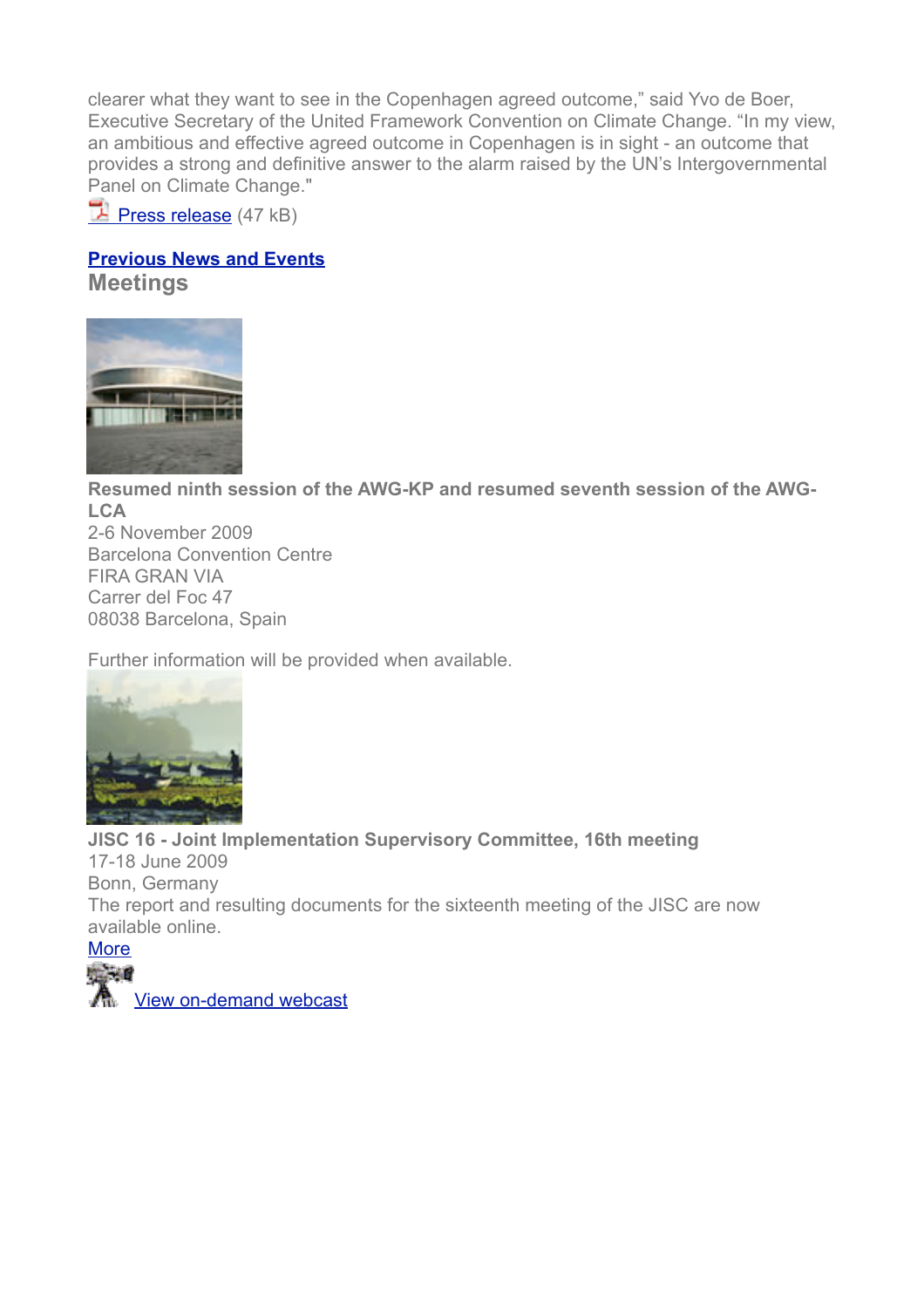clearer what they want to see in the Copenhagen agreed outcome," said Yvo de Boer, Executive Secretary of the United Framework Convention on Climate Change. "In my view, an ambitious and effective agreed outcome in Copenhagen is in sight - an outcome that provides a strong and definitive answer to the alarm raised by the UN's Intergovernmental Panel on Climate Change."

Press release (47 kB)

**Previous News and Events**

## Meetings

**Resumed ninth session of the AWG-KP and resumed seventh session of the AWG-LCA**
2-6 November 2009
Barcelona Convention Centre
FIRA GRAN VIA
Carrer del Foc 47
08038 Barcelona, Spain

Further information will be provided when available.

**JISC 16 - Joint Implementation Supervisory Committee, 16th meeting**
17-18 June 2009
Bonn, Germany
The report and resulting documents for the sixteenth meeting of the JISC are now available online.
More

View on-demand webcast